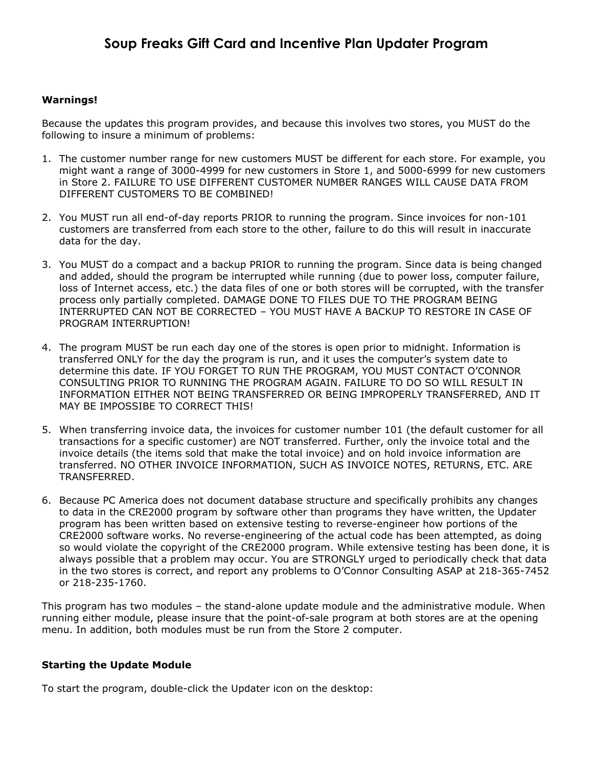# Soup Freaks Gift Card and Incentive Plan Updater Program

**Warnings!**

Because the updates this program provides, and because this involves two stores, you MUST do the following to insure a minimum of problems:

1. The customer number range for new customers MUST be different for each store. For example, you might want a range of 3000-4999 for new customers in Store 1, and 5000-6999 for new customers in Store 2. FAILURE TO USE DIFFERENT CUSTOMER NUMBER RANGES WILL CAUSE DATA FROM DIFFERENT CUSTOMERS TO BE COMBINED!

2. You MUST run all end-of-day reports PRIOR to running the program. Since invoices for non-101 customers are transferred from each store to the other, failure to do this will result in inaccurate data for the day.

3. You MUST do a compact and a backup PRIOR to running the program. Since data is being changed and added, should the program be interrupted while running (due to power loss, computer failure, loss of Internet access, etc.) the data files of one or both stores will be corrupted, with the transfer process only partially completed. DAMAGE DONE TO FILES DUE TO THE PROGRAM BEING INTERRUPTED CAN NOT BE CORRECTED – YOU MUST HAVE A BACKUP TO RESTORE IN CASE OF PROGRAM INTERRUPTION!

4. The program MUST be run each day one of the stores is open prior to midnight. Information is transferred ONLY for the day the program is run, and it uses the computer's system date to determine this date. IF YOU FORGET TO RUN THE PROGRAM, YOU MUST CONTACT O'CONNOR CONSULTING PRIOR TO RUNNING THE PROGRAM AGAIN. FAILURE TO DO SO WILL RESULT IN INFORMATION EITHER NOT BEING TRANSFERRED OR BEING IMPROPERLY TRANSFERRED, AND IT MAY BE IMPOSSIBE TO CORRECT THIS!

5. When transferring invoice data, the invoices for customer number 101 (the default customer for all transactions for a specific customer) are NOT transferred. Further, only the invoice total and the invoice details (the items sold that make the total invoice) and on hold invoice information are transferred. NO OTHER INVOICE INFORMATION, SUCH AS INVOICE NOTES, RETURNS, ETC. ARE TRANSFERRED.

6. Because PC America does not document database structure and specifically prohibits any changes to data in the CRE2000 program by software other than programs they have written, the Updater program has been written based on extensive testing to reverse-engineer how portions of the CRE2000 software works. No reverse-engineering of the actual code has been attempted, as doing so would violate the copyright of the CRE2000 program. While extensive testing has been done, it is always possible that a problem may occur. You are STRONGLY urged to periodically check that data in the two stores is correct, and report any problems to O'Connor Consulting ASAP at 218-365-7452 or 218-235-1760.

This program has two modules – the stand-alone update module and the administrative module. When running either module, please insure that the point-of-sale program at both stores are at the opening menu. In addition, both modules must be run from the Store 2 computer.

**Starting the Update Module**

To start the program, double-click the Updater icon on the desktop: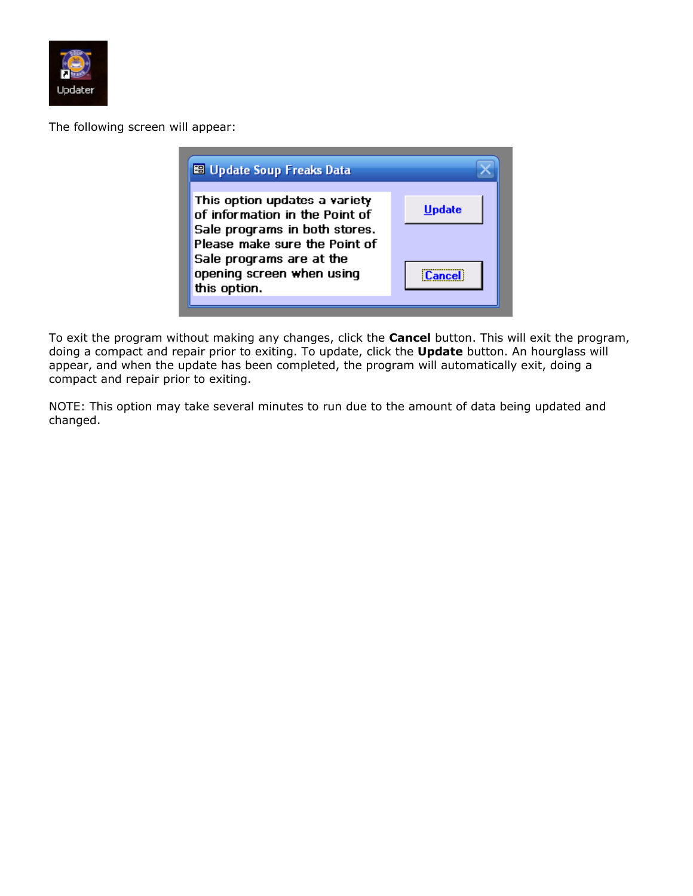The following screen will appear:

To exit the program without making any changes, click the **Cancel** button. This will exit the program, doing a compact and repair prior to exiting. To update, click the **Update** button. An hourglass will appear, and when the update has been completed, the program will automatically exit, doing a compact and repair prior to exiting.

NOTE: This option may take several minutes to run due to the amount of data being updated and changed.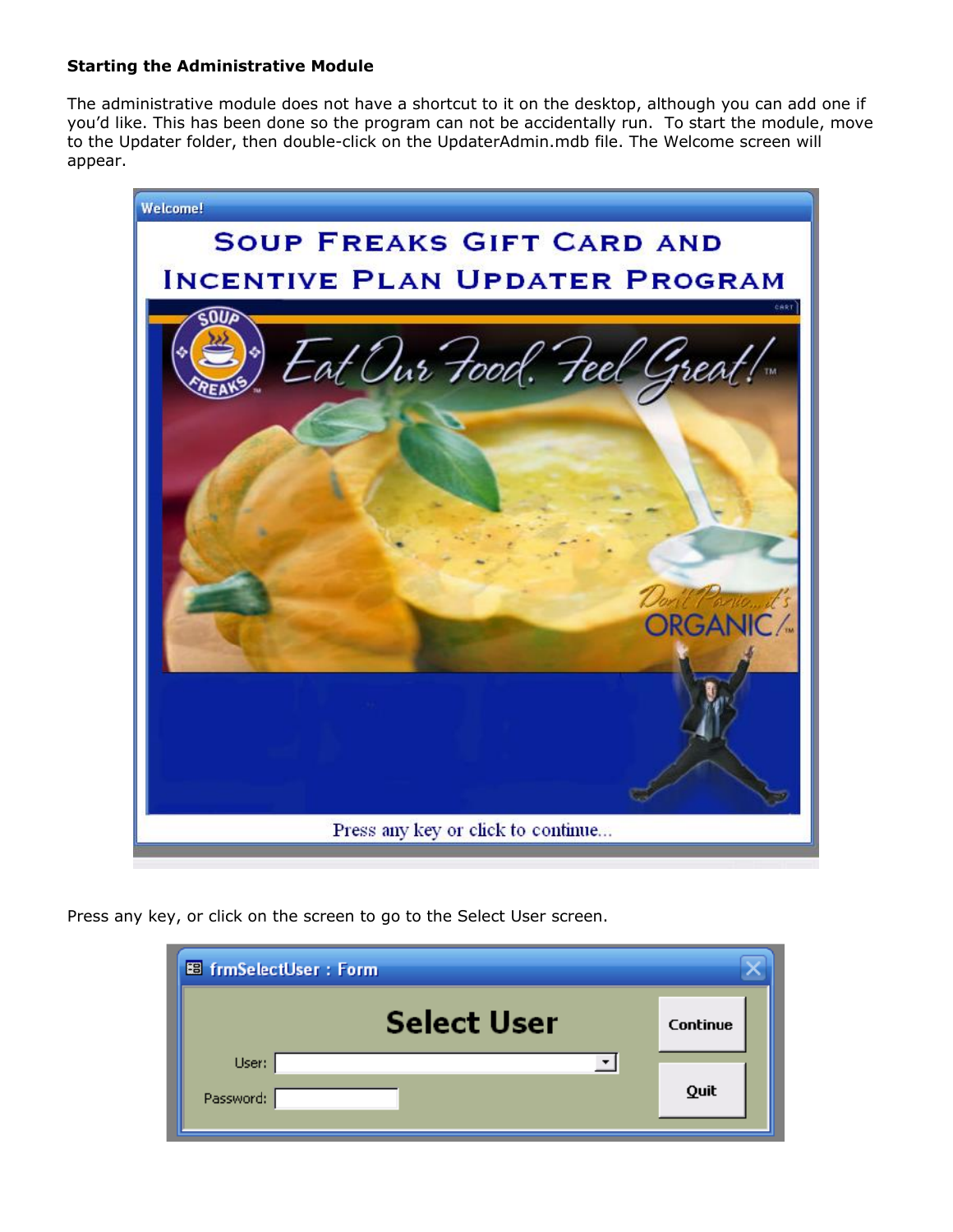**Starting the Administrative Module**

The administrative module does not have a shortcut to it on the desktop, although you can add one if you'd like. This has been done so the program can not be accidentally run. To start the module, move to the Updater folder, then double-click on the UpdaterAdmin.mdb file. The Welcome screen will appear.

Press any key, or click on the screen to go to the Select User screen.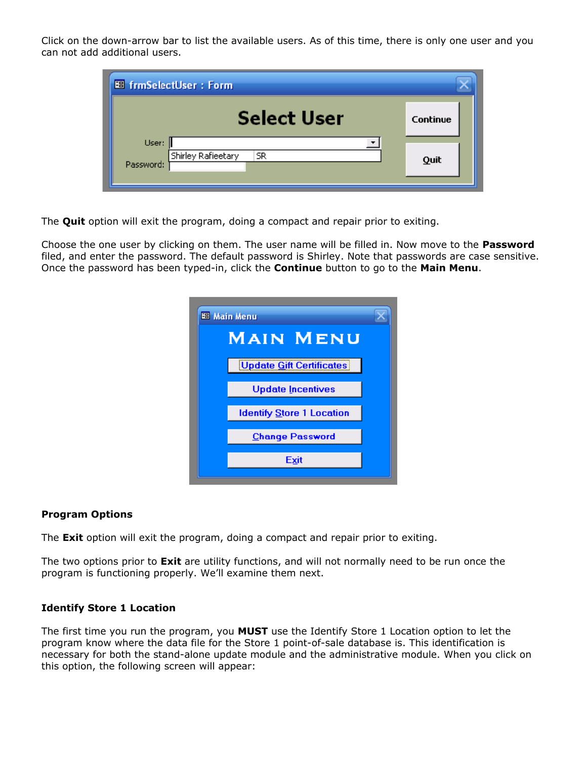Click on the down-arrow bar to list the available users. As of this time, there is only one user and you can not add additional users.

The **Quit** option will exit the program, doing a compact and repair prior to exiting.

Choose the one user by clicking on them. The user name will be filled in. Now move to the **Password** filed, and enter the password. The default password is Shirley. Note that passwords are case sensitive. Once the password has been typed-in, click the **Continue** button to go to the **Main Menu**.

**Program Options**

The **Exit** option will exit the program, doing a compact and repair prior to exiting.

The two options prior to **Exit** are utility functions, and will not normally need to be run once the program is functioning properly. We'll examine them next.

**Identify Store 1 Location**

The first time you run the program, you **MUST** use the Identify Store 1 Location option to let the program know where the data file for the Store 1 point-of-sale database is. This identification is necessary for both the stand-alone update module and the administrative module. When you click on this option, the following screen will appear: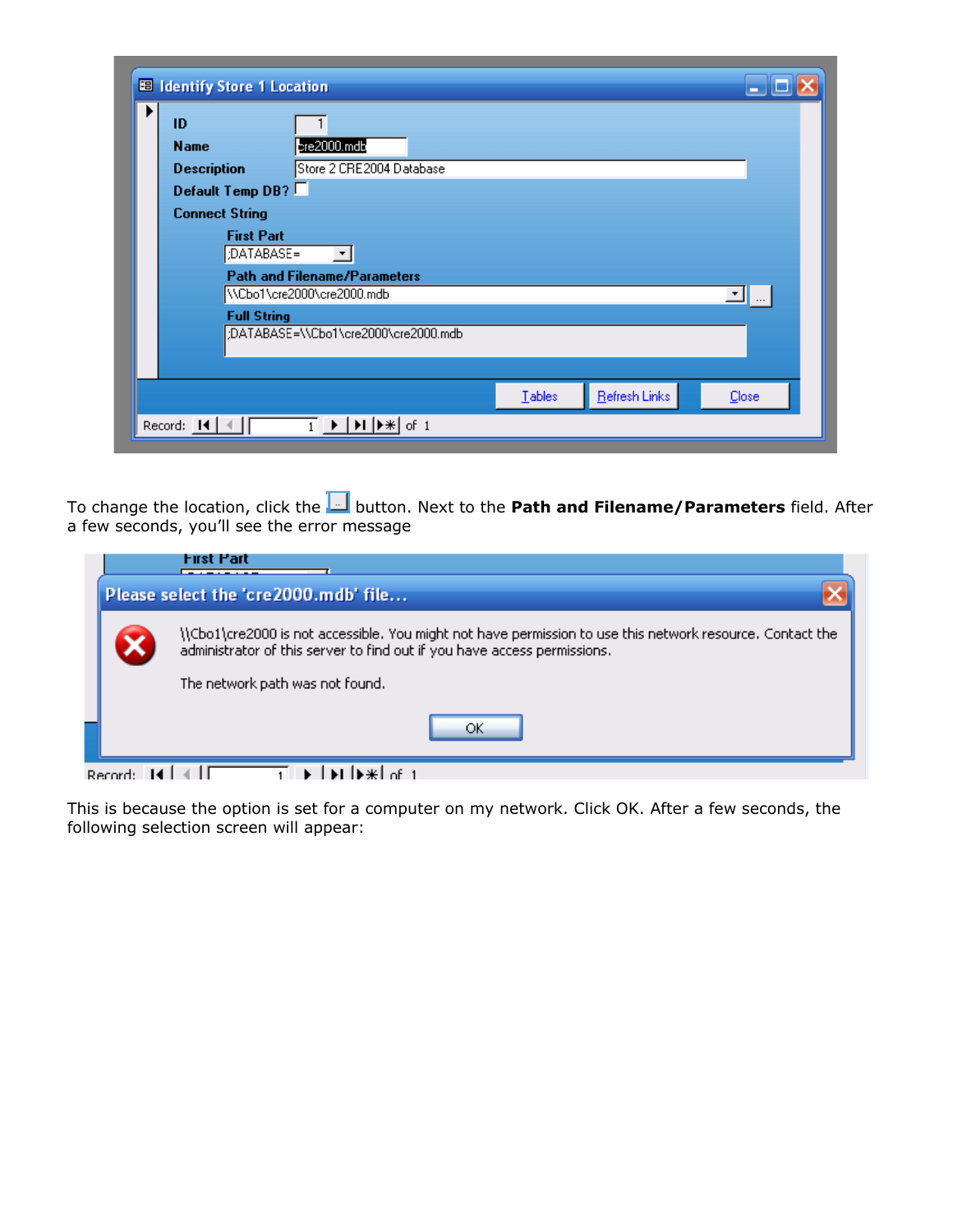To change the location, click the  button. Next to the **Path and Filename/Parameters** field. After a few seconds, you'll see the error message

This is because the option is set for a computer on my network. Click OK. After a few seconds, the following selection screen will appear: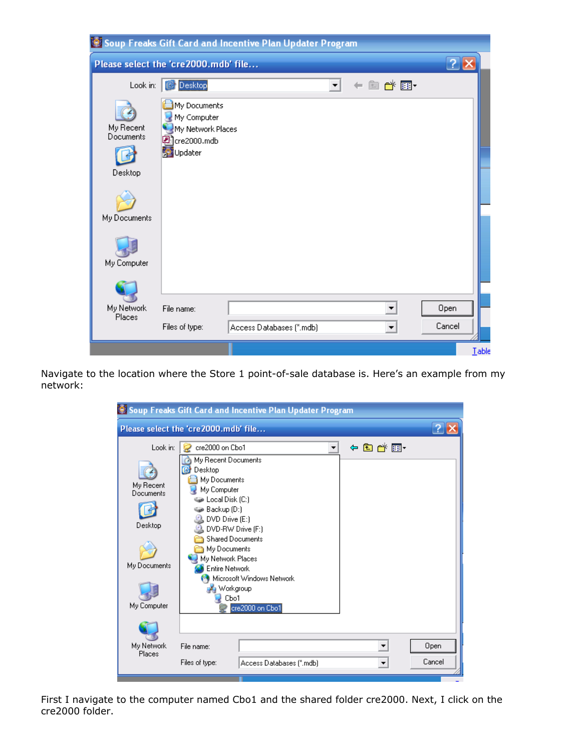Navigate to the location where the Store 1 point-of-sale database is. Here's an example from my network:

First I navigate to the computer named Cbo1 and the shared folder cre2000. Next, I click on the cre2000 folder.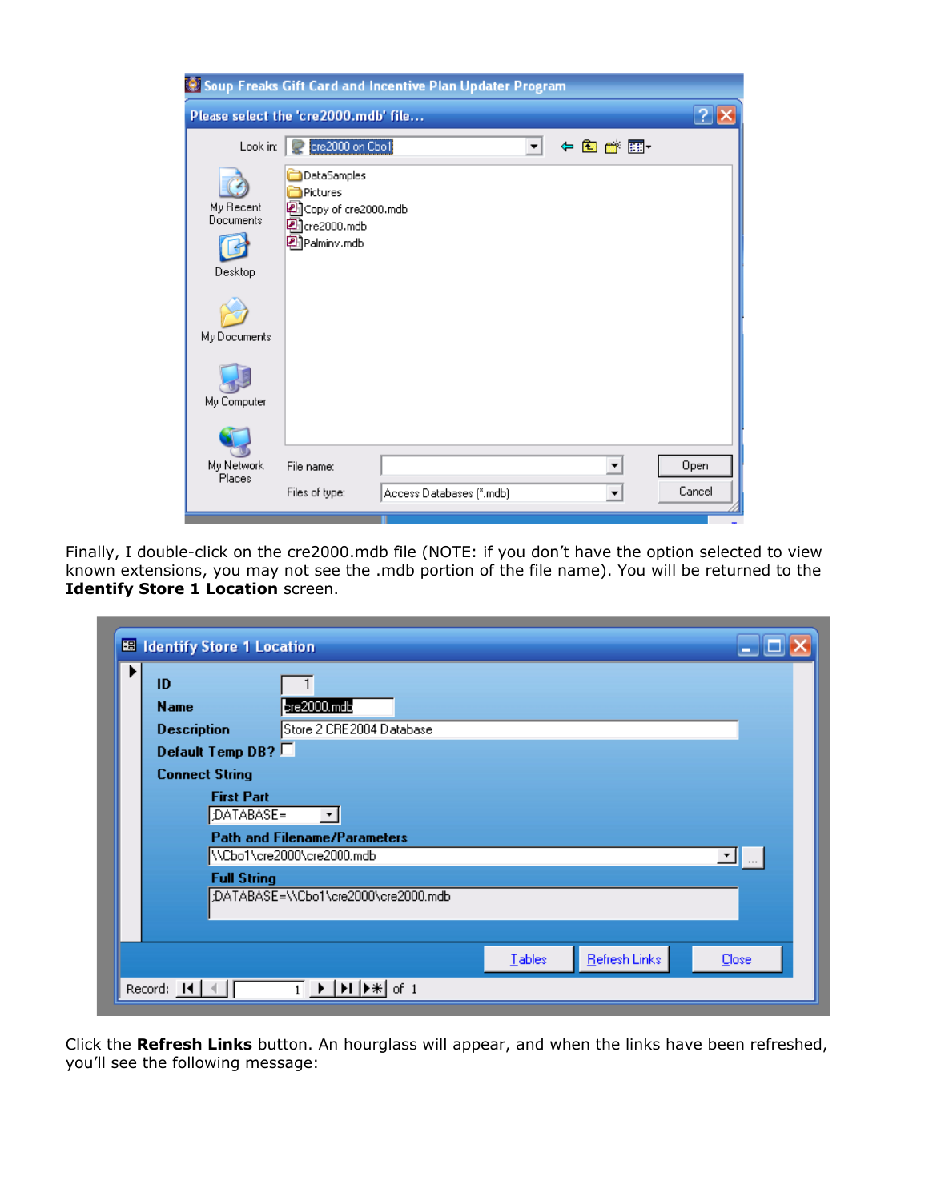Finally, I double-click on the cre2000.mdb file (NOTE: if you don't have the option selected to view known extensions, you may not see the .mdb portion of the file name). You will be returned to the **Identify Store 1 Location** screen.

Click the **Refresh Links** button. An hourglass will appear, and when the links have been refreshed, you'll see the following message: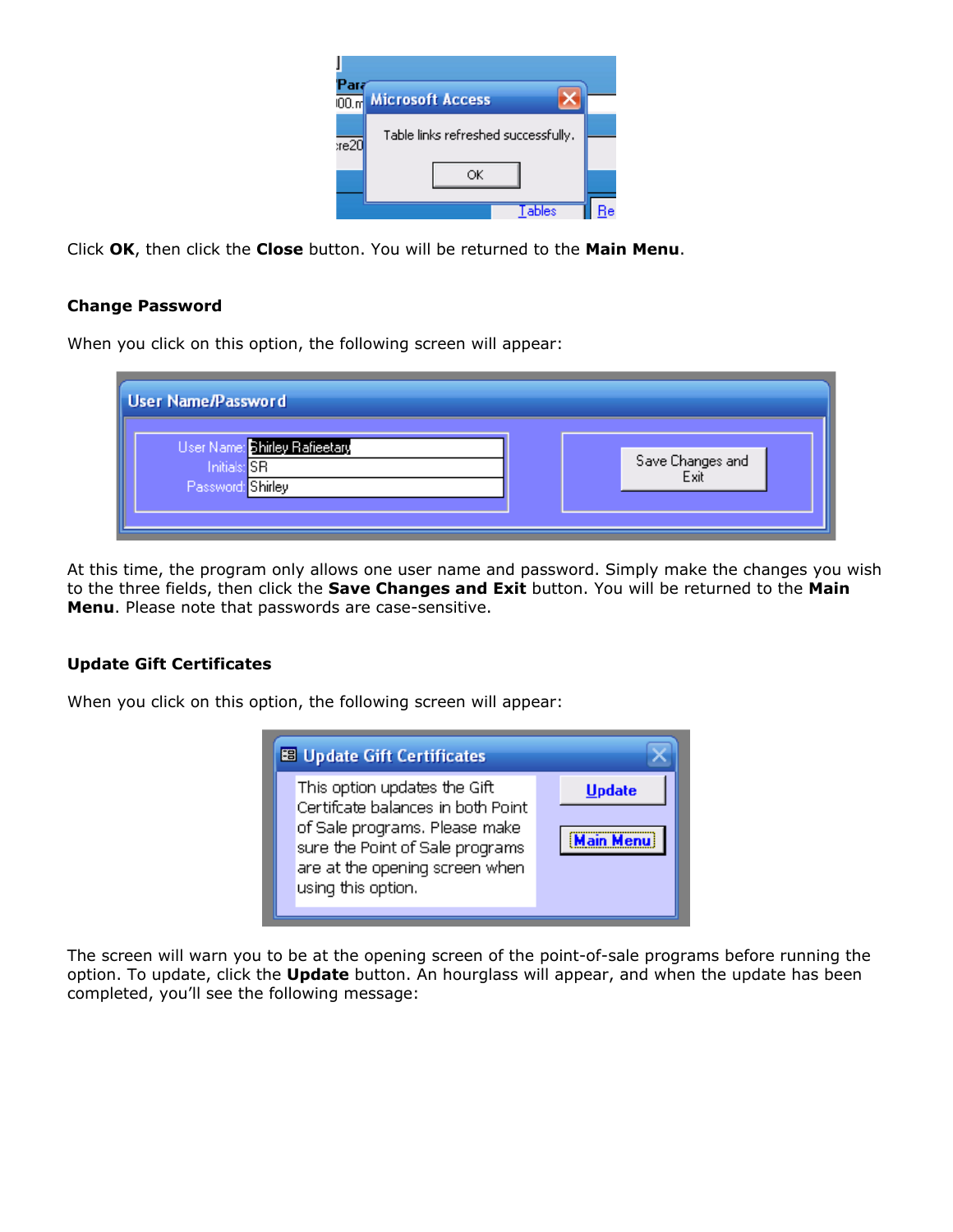Click **OK**, then click the **Close** button. You will be returned to the **Main Menu**.

### Change Password

When you click on this option, the following screen will appear:

At this time, the program only allows one user name and password. Simply make the changes you wish to the three fields, then click the **Save Changes and Exit** button. You will be returned to the **Main Menu**. Please note that passwords are case-sensitive.

### Update Gift Certificates

When you click on this option, the following screen will appear:

The screen will warn you to be at the opening screen of the point-of-sale programs before running the option. To update, click the **Update** button. An hourglass will appear, and when the update has been completed, you'll see the following message: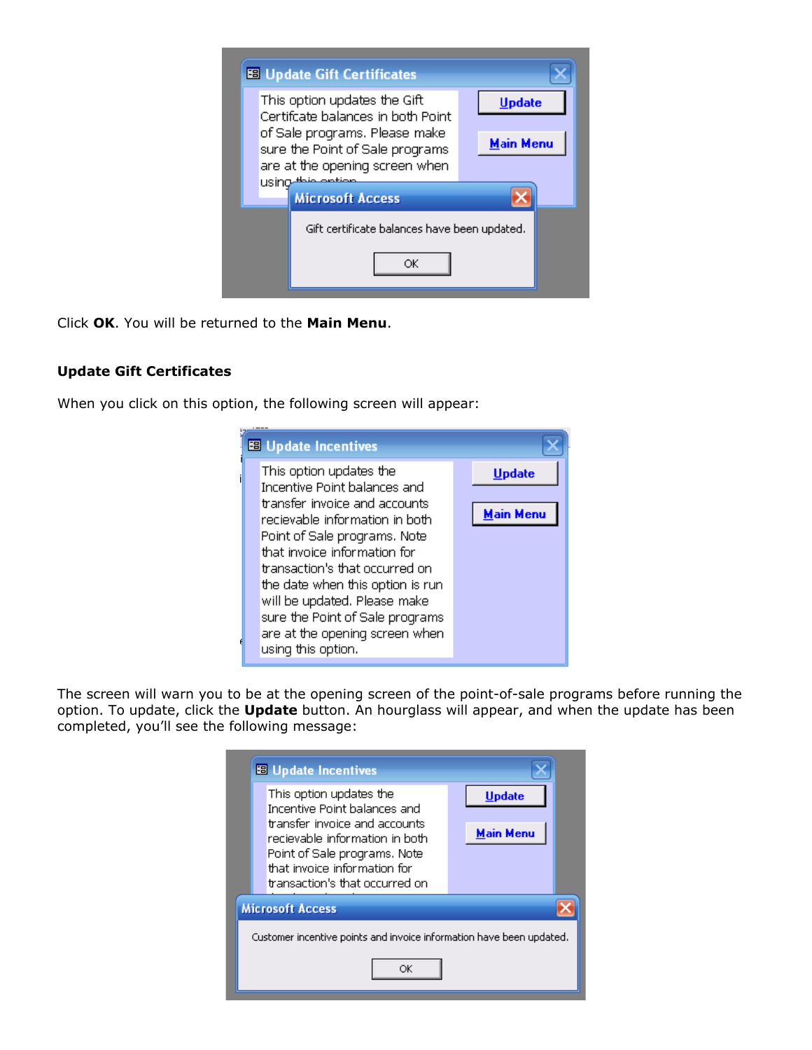Click **OK**. You will be returned to the **Main Menu**.

**Update Gift Certificates**

When you click on this option, the following screen will appear:

The screen will warn you to be at the opening screen of the point-of-sale programs before running the option. To update, click the **Update** button. An hourglass will appear, and when the update has been completed, you'll see the following message: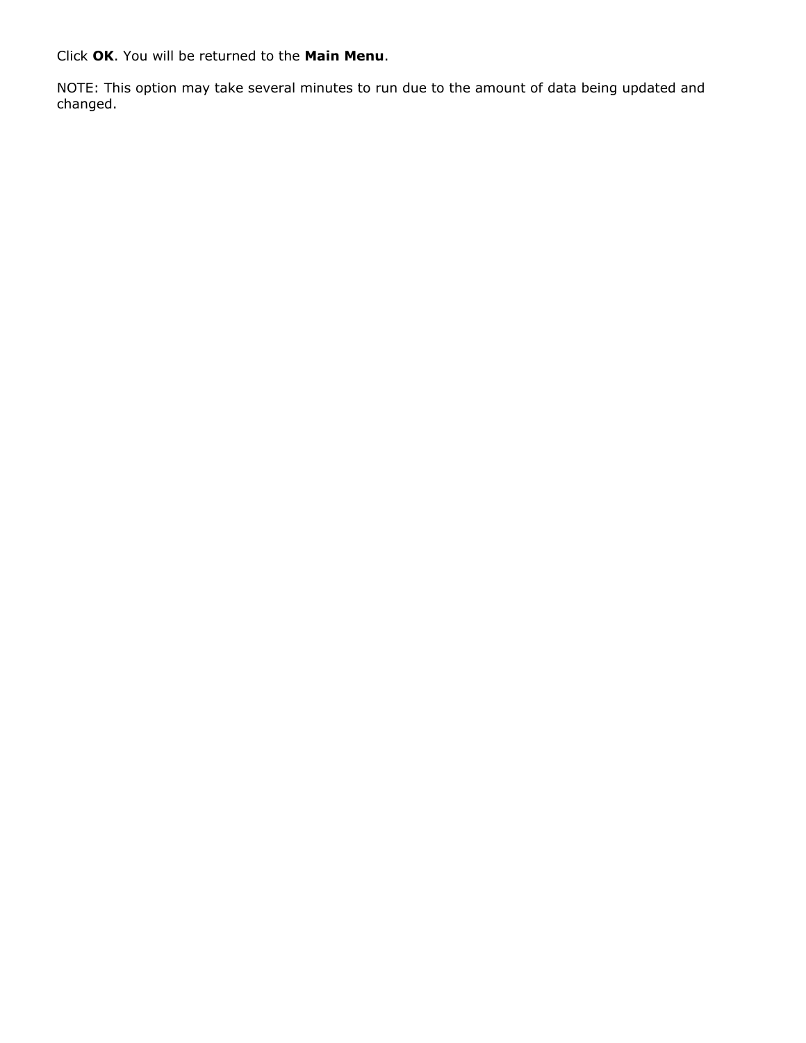Click **OK**. You will be returned to the **Main Menu**.

NOTE: This option may take several minutes to run due to the amount of data being updated and changed.